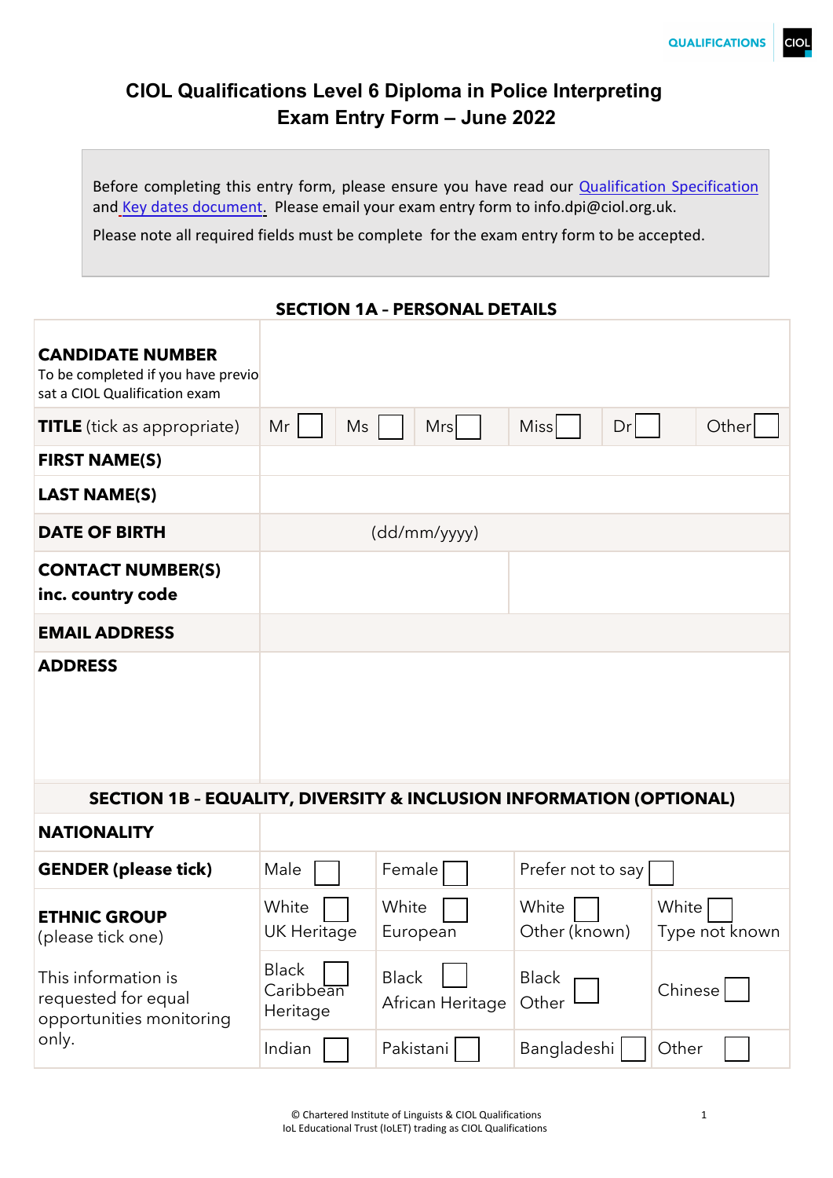# CIOL Qualifications Level 6 Diploma in Police Interpreting
# Exam Entry Form – June 2022

Before completing this entry form, please ensure you have read our Qualification Specification and Key dates document. Please email your exam entry form to info.dpi@ciol.org.uk.

Please note all required fields must be complete for the entry form to be accepted.

## SECTION 1A – PERSONAL DETAILS

| | | | | | | |
|---|---|---|---|---|---|---|
| **CANDIDATE NUMBER** To be completed if you have previo sat a CIOL Qualification exam | | | | | | |
| **TITLE** (tick as appropriate) | Mr ☐ | Ms ☐ | Mrs ☐ | Miss ☐ | Dr ☐ | Other ☐ |
| **FIRST NAME(S)** | | | | | | |
| **LAST NAME(S)** | | | | | | |
| **DATE OF BIRTH** | (dd/mm/yyyy) | | | | | |
| **CONTACT NUMBER(S) inc. country code** | | | | | | |
| **EMAIL ADDRESS** | | | | | | |
| **ADDRESS** | | | | | | |

## SECTION 1B – EQUALITY, DIVERSITY & INCLUSION INFORMATION (OPTIONAL)

| | | | | |
|---|---|---|---|---|
| **NATIONALITY** | | | | |
| **GENDER (please tick)** | Male ☐ | Female ☐ | Prefer not to say ☐ | |
| **ETHNIC GROUP** (please tick one) This information is requested for equal opportunities monitoring only. | White UK Heritage ☐ | White European ☐ | White Other (known) ☐ | White Type not known ☐ |
| | Black Caribbean Heritage ☐ | Black African Heritage ☐ | Black Other ☐ | Chinese ☐ |
| | Indian ☐ | Pakistani ☐ | Bangladeshi ☐ | Other ☐ |

© Chartered Institute of Linguists & CIOL Qualifications
IoL Educational Trust (IoLET) trading as CIOL Qualifications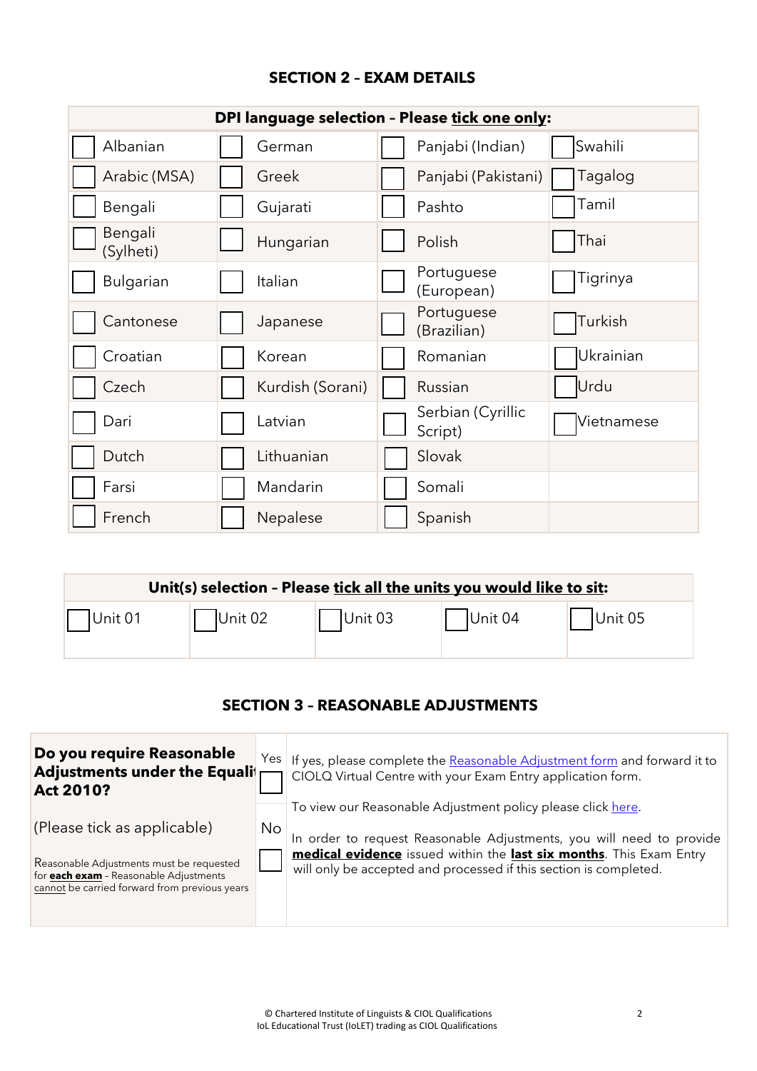## SECTION 2 – EXAM DETAILS

| **DPI language selection – Please tick one only:** | | | |
|---|---|---|---|
| ☐ Albanian | ☐ German | ☐ Panjabi (Indian) | ☐ Swahili |
| ☐ Arabic (MSA) | ☐ Greek | ☐ Panjabi (Pakistani) | ☐ Tagalog |
| ☐ Bengali | ☐ Gujarati | ☐ Pashto | ☐ Tamil |
| ☐ Bengali (Sylheti) | ☐ Hungarian | ☐ Polish | ☐ Thai |
| ☐ Bulgarian | ☐ Italian | ☐ Portuguese (European) | ☐ Tigrinya |
| ☐ Cantonese | ☐ Japanese | ☐ Portuguese (Brazilian) | ☐ Turkish |
| ☐ Croatian | ☐ Korean | ☐ Romanian | ☐ Ukrainian |
| ☐ Czech | ☐ Kurdish (Sorani) | ☐ Russian | ☐ Urdu |
| ☐ Dari | ☐ Latvian | ☐ Serbian (Cyrillic Script) | ☐ Vietnamese |
| ☐ Dutch | ☐ Lithuanian | ☐ Slovak | |
| ☐ Farsi | ☐ Mandarin | ☐ Somali | |
| ☐ French | ☐ Nepalese | ☐ Spanish | |

| **Unit(s) selection – Please tick all the units you would like to sit:** | | | | |
|---|---|---|---|---|
| ☐ Unit 01 | ☐ Unit 02 | ☐ Unit 03 | ☐ Unit 04 | ☐ Unit 05 |

## SECTION 3 – REASONABLE ADJUSTMENTS

| **Do you require Reasonable Adjustments under the Equality Act 2010?** | Yes ☐ | If yes, please complete the Reasonable Adjustment form and forward it to CIOLQ Virtual Centre with your Exam Entry application form.<br><br>To view our Reasonable Adjustment policy please click here. |
|---|---|---|
| (Please tick as applicable)<br><br>Reasonable Adjustments must be requested for **each exam** – Reasonable Adjustments cannot be carried forward from previous years | No ☐ | In order to request Reasonable Adjustments, you will need to provide **medical evidence** issued within the **last six months**. This Exam Entry will only be accepted and processed if this section is completed. |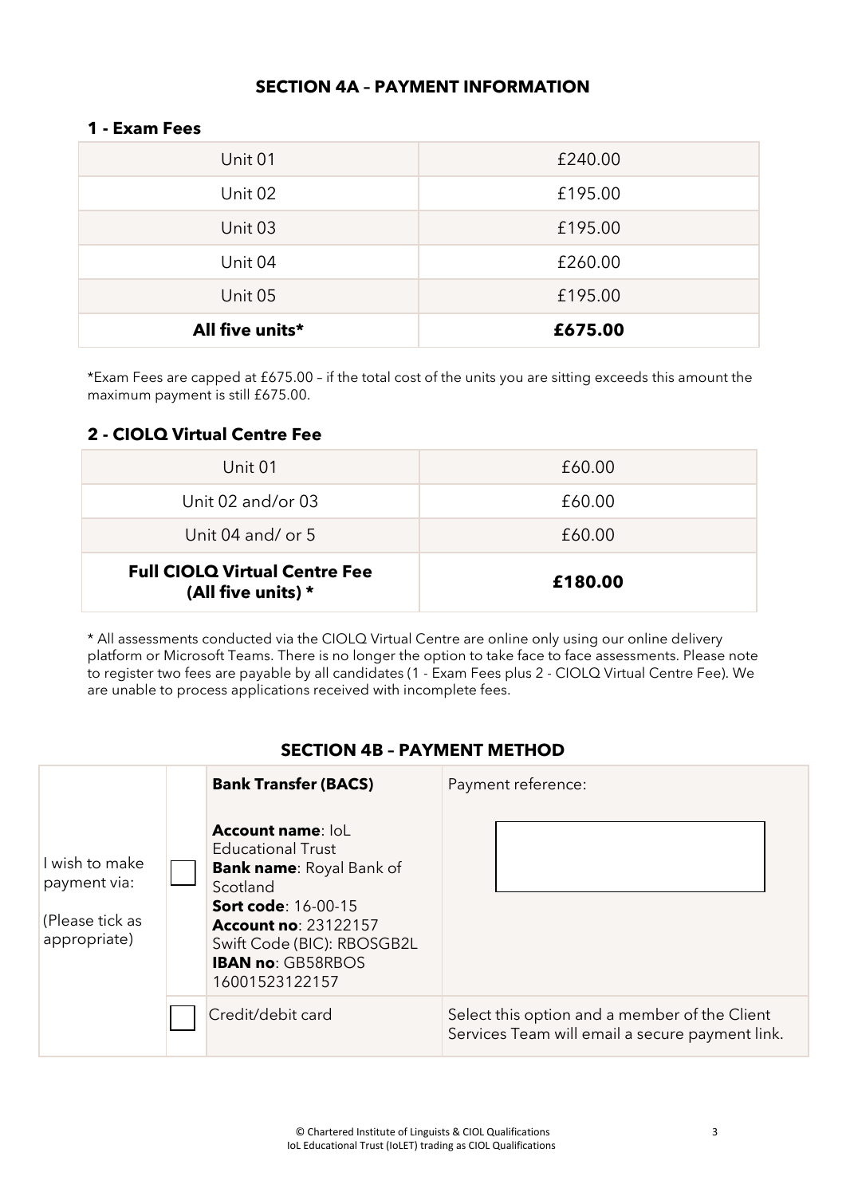## SECTION 4A – PAYMENT INFORMATION

### 1 - Exam Fees

| Unit | Fee |
|---|---|
| Unit 01 | £240.00 |
| Unit 02 | £195.00 |
| Unit 03 | £195.00 |
| Unit 04 | £260.00 |
| Unit 05 | £195.00 |
| **All five units*** | **£675.00** |

*Exam Fees are capped at £675.00 – if the total cost of the units you are sitting exceeds this amount the maximum payment is still £675.00.

### 2 - CIOLQ Virtual Centre Fee

| Unit | Fee |
|---|---|
| Unit 01 | £60.00 |
| Unit 02 and/or 03 | £60.00 |
| Unit 04 and/ or 5 | £60.00 |
| **Full CIOLQ Virtual Centre Fee (All five units) *** | **£180.00** |

* All assessments conducted via the CIOLQ Virtual Centre are online only using our online delivery platform or Microsoft Teams. There is no longer the option to take face to face assessments. Please note to register two fees are payable by all candidates (1 - Exam Fees plus 2 - CIOLQ Virtual Centre Fee). We are unable to process applications received with incomplete fees.

## SECTION 4B – PAYMENT METHOD

| I wish to make payment via: (Please tick as appropriate) | | | |
|---|---|---|---|
| | ☐ | **Bank Transfer (BACS)**<br><br>**Account name**: IoL Educational Trust<br>**Bank name**: Royal Bank of Scotland<br>**Sort code**: 16-00-15<br>**Account no**: 23122157<br>Swift Code (BIC): RBOSGB2L<br>**IBAN no**: GB58RBOS 16001523122157 | Payment reference: |
| | ☐ | Credit/debit card | Select this option and a member of the Client Services Team will email a secure payment link. |

© Chartered Institute of Linguists & CIOL Qualifications
IoL Educational Trust (IoLET) trading as CIOL Qualifications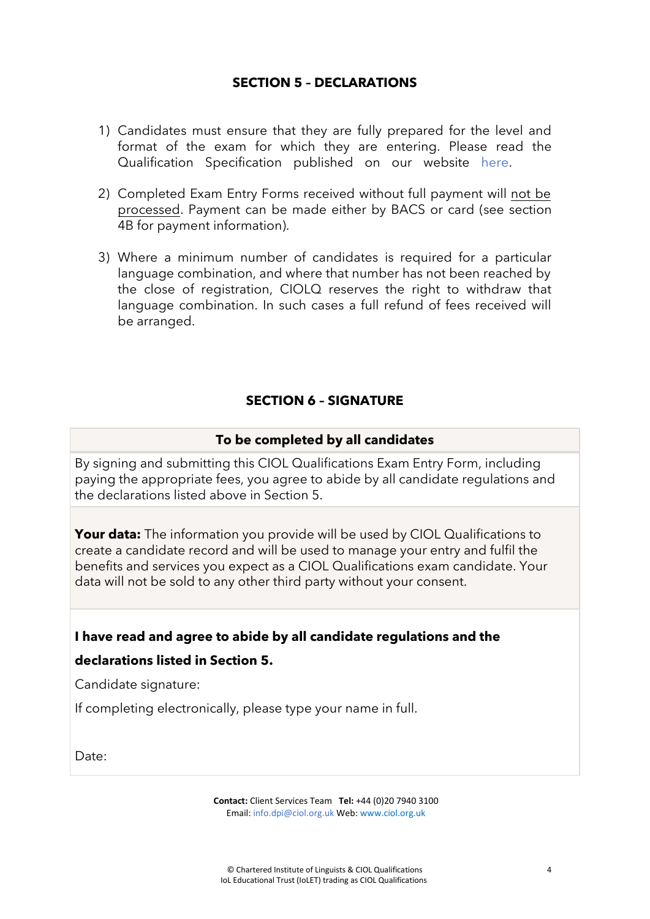## SECTION 5 – DECLARATIONS

1) Candidates must ensure that they are fully prepared for the level and format of the exam for which they are entering. Please read the Qualification Specification published on our website here.
2) Completed Exam Entry Forms received without full payment will not be processed. Payment can be made either by BACS or card (see section 4B for payment information).
3) Where a minimum number of candidates is required for a particular language combination, and where that number has not been reached by the close of registration, CIOLQ reserves the right to withdraw that language combination. In such cases a full refund of fees received will be arranged.

## SECTION 6 – SIGNATURE

| To be completed by all candidates |
| --- |
| By signing and submitting this CIOL Qualifications Exam Entry Form, including paying the appropriate fees, you agree to abide by all candidate regulations and the declarations listed above in Section 5. |
| **Your data:** The information you provide will be used by CIOL Qualifications to create a candidate record and will be used to manage your entry and fulfil the benefits and services you expect as a CIOL Qualifications exam candidate. Your data will not be sold to any other third party without your consent. |
| **I have read and agree to abide by all candidate regulations and the declarations listed in Section 5.** <br> Candidate signature: <br> If completing electronically, please type your name in full. <br> Date: |

**Contact:** Client Services Team **Tel:** +44 (0)20 7940 3100
Email: info.dpi@ciol.org.uk Web: www.ciol.org.uk

© Chartered Institute of Linguists & CIOL Qualifications
IoL Educational Trust (IoLET) trading as CIOL Qualifications